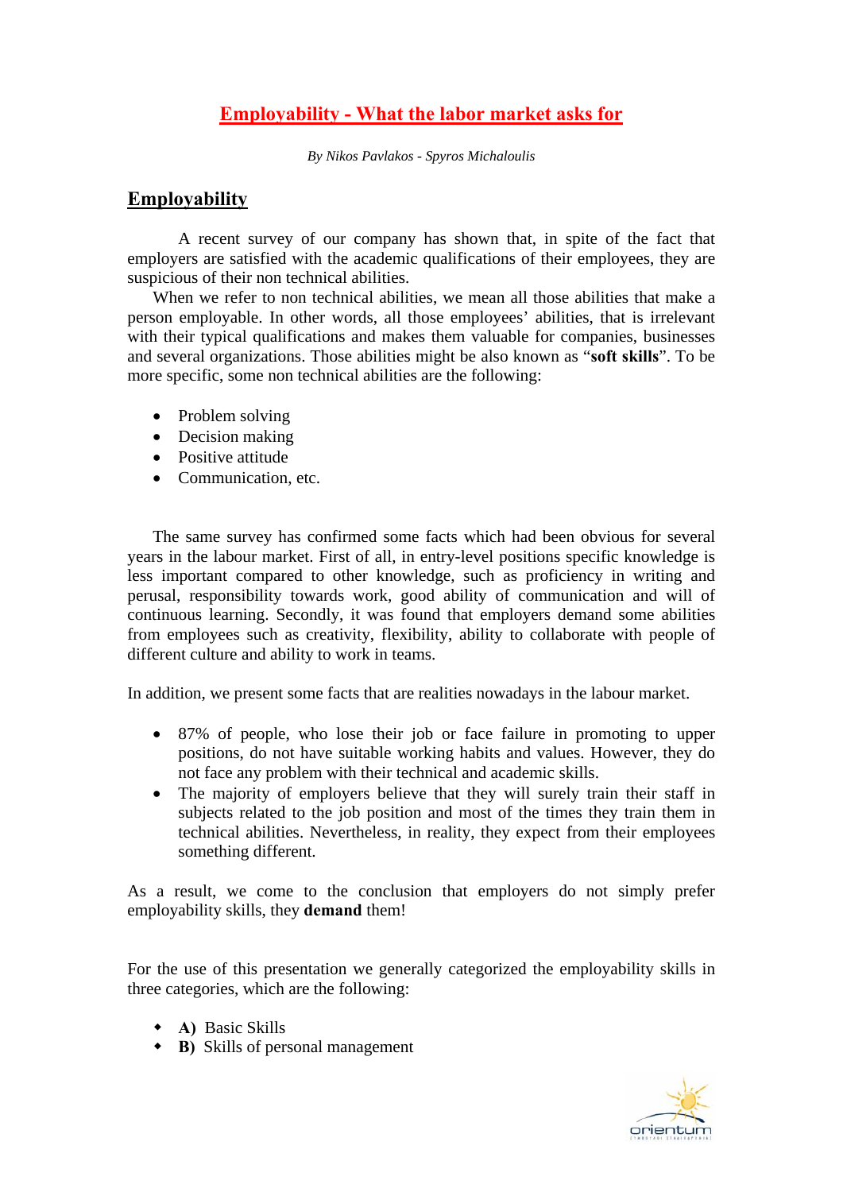# Employability - What the labor market asks for

*By Nikos Pavlakos - Spyros Michaloulis*

## Employability

A recent survey of our company has shown that, in spite of the fact that employers are satisfied with the academic qualifications of their employees, they are suspicious of their non technical abilities.

When we refer to non technical abilities, we mean all those abilities that make a person employable. In other words, all those employees' abilities, that is irrelevant with their typical qualifications and makes them valuable for companies, businesses and several organizations. Those abilities might be also known as "**soft skills**". To be more specific, some non technical abilities are the following:

- Problem solving
- Decision making
- Positive attitude
- Communication, etc.

The same survey has confirmed some facts which had been obvious for several years in the labour market. First of all, in entry-level positions specific knowledge is less important compared to other knowledge, such as proficiency in writing and perusal, responsibility towards work, good ability of communication and will of continuous learning. Secondly, it was found that employers demand some abilities from employees such as creativity, flexibility, ability to collaborate with people of different culture and ability to work in teams.

In addition, we present some facts that are realities nowadays in the labour market.

- 87% of people, who lose their job or face failure in promoting to upper positions, do not have suitable working habits and values. However, they do not face any problem with their technical and academic skills.
- The majority of employers believe that they will surely train their staff in subjects related to the job position and most of the times they train them in technical abilities. Nevertheless, in reality, they expect from their employees something different.

As a result, we come to the conclusion that employers do not simply prefer employability skills, they **demand** them!

For the use of this presentation we generally categorized the employability skills in three categories, which are the following:

- **A)** Basic Skills
- **B)** Skills of personal management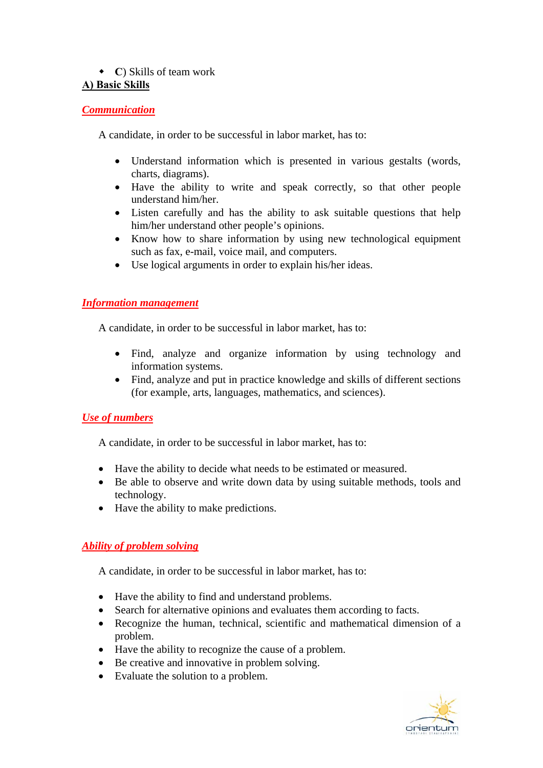- **C**) Skills of team work

**A) Basic Skills**

***Communication***

A candidate, in order to be successful in labor market, has to:

- Understand information which is presented in various gestalts (words, charts, diagrams).
- Have the ability to write and speak correctly, so that other people understand him/her.
- Listen carefully and has the ability to ask suitable questions that help him/her understand other people's opinions.
- Know how to share information by using new technological equipment such as fax, e-mail, voice mail, and computers.
- Use logical arguments in order to explain his/her ideas.

***Information management***

A candidate, in order to be successful in labor market, has to:

- Find, analyze and organize information by using technology and information systems.
- Find, analyze and put in practice knowledge and skills of different sections (for example, arts, languages, mathematics, and sciences).

***Use of numbers***

A candidate, in order to be successful in labor market, has to:

- Have the ability to decide what needs to be estimated or measured.
- Be able to observe and write down data by using suitable methods, tools and technology.
- Have the ability to make predictions.

***Ability of problem solving***

A candidate, in order to be successful in labor market, has to:

- Have the ability to find and understand problems.
- Search for alternative opinions and evaluates them according to facts.
- Recognize the human, technical, scientific and mathematical dimension of a problem.
- Have the ability to recognize the cause of a problem.
- Be creative and innovative in problem solving.
- Evaluate the solution to a problem.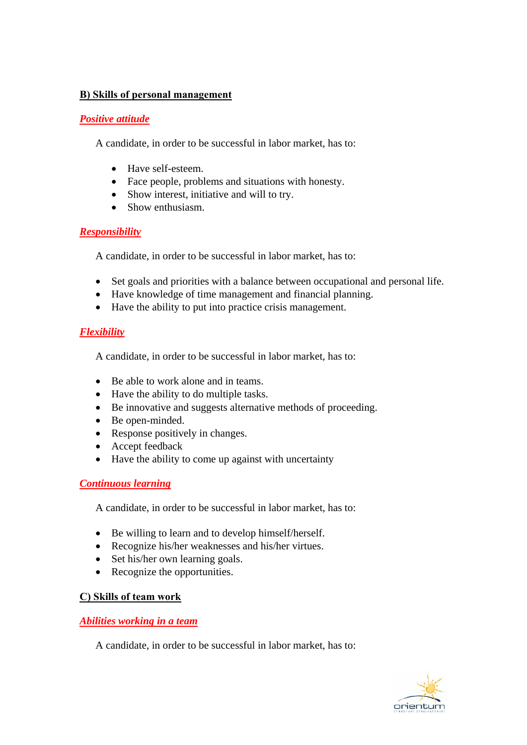## B) Skills of personal management

### *Positive attitude*

A candidate, in order to be successful in labor market, has to:

- Have self-esteem.
- Face people, problems and situations with honesty.
- Show interest, initiative and will to try.
- Show enthusiasm.

### *Responsibility*

A candidate, in order to be successful in labor market, has to:

- Set goals and priorities with a balance between occupational and personal life.
- Have knowledge of time management and financial planning.
- Have the ability to put into practice crisis management.

### *Flexibility*

A candidate, in order to be successful in labor market, has to:

- Be able to work alone and in teams.
- Have the ability to do multiple tasks.
- Be innovative and suggests alternative methods of proceeding.
- Be open-minded.
- Response positively in changes.
- Accept feedback
- Have the ability to come up against with uncertainty

### *Continuous learning*

A candidate, in order to be successful in labor market, has to:

- Be willing to learn and to develop himself/herself.
- Recognize his/her weaknesses and his/her virtues.
- Set his/her own learning goals.
- Recognize the opportunities.

## C) Skills of team work

### *Abilities working in a team*

A candidate, in order to be successful in labor market, has to: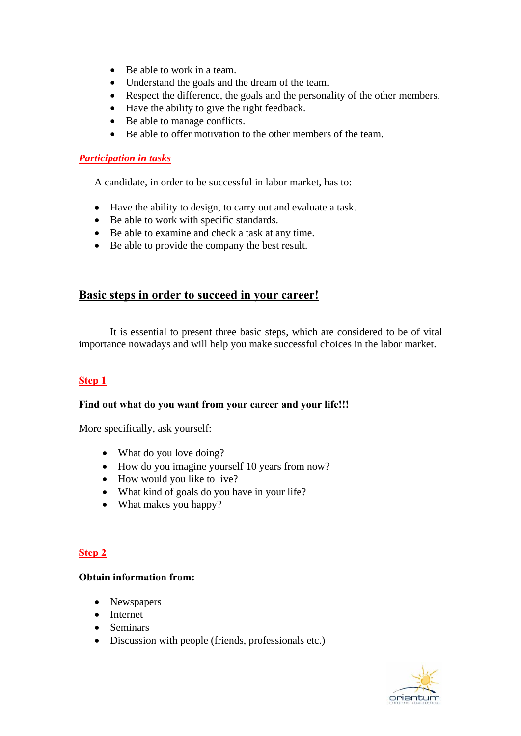- Be able to work in a team.
- Understand the goals and the dream of the team.
- Respect the difference, the goals and the personality of the other members.
- Have the ability to give the right feedback.
- Be able to manage conflicts.
- Be able to offer motivation to the other members of the team.

***Participation in tasks***

A candidate, in order to be successful in labor market, has to:

- Have the ability to design, to carry out and evaluate a task.
- Be able to work with specific standards.
- Be able to examine and check a task at any time.
- Be able to provide the company the best result.

## Basic steps in order to succeed in your career!

It is essential to present three basic steps, which are considered to be of vital importance nowadays and will help you make successful choices in the labor market.

**Step 1**

**Find out what do you want from your career and your life!!!**

More specifically, ask yourself:

- What do you love doing?
- How do you imagine yourself 10 years from now?
- How would you like to live?
- What kind of goals do you have in your life?
- What makes you happy?

**Step 2**

**Obtain information from:**

- Newspapers
- Internet
- Seminars
- Discussion with people (friends, professionals etc.)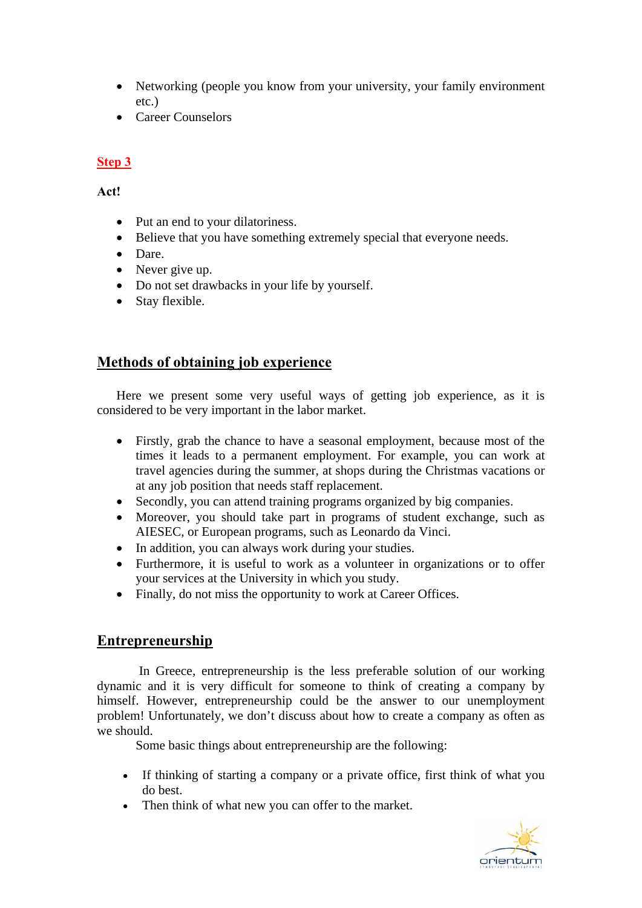- Networking (people you know from your university, your family environment etc.)
- Career Counselors

**Step 3**

**Act!**

- Put an end to your dilatoriness.
- Believe that you have something extremely special that everyone needs.
- Dare.
- Never give up.
- Do not set drawbacks in your life by yourself.
- Stay flexible.

## Methods of obtaining job experience

Here we present some very useful ways of getting job experience, as it is considered to be very important in the labor market.

- Firstly, grab the chance to have a seasonal employment, because most of the times it leads to a permanent employment. For example, you can work at travel agencies during the summer, at shops during the Christmas vacations or at any job position that needs staff replacement.
- Secondly, you can attend training programs organized by big companies.
- Moreover, you should take part in programs of student exchange, such as AIESEC, or European programs, such as Leonardo da Vinci.
- In addition, you can always work during your studies.
- Furthermore, it is useful to work as a volunteer in organizations or to offer your services at the University in which you study.
- Finally, do not miss the opportunity to work at Career Offices.

## Entrepreneurship

In Greece, entrepreneurship is the less preferable solution of our working dynamic and it is very difficult for someone to think of creating a company by himself. However, entrepreneurship could be the answer to our unemployment problem! Unfortunately, we don't discuss about how to create a company as often as we should.

Some basic things about entrepreneurship are the following:

- If thinking of starting a company or a private office, first think of what you do best.
- Then think of what new you can offer to the market.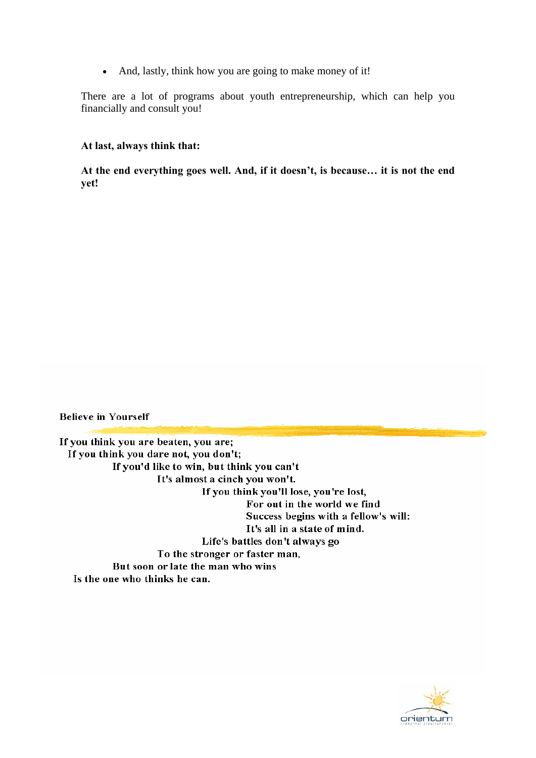- And, lastly, think how you are going to make money of it!

There are a lot of programs about youth entrepreneurship, which can help you financially and consult you!

**At last, always think that:**

**At the end everything goes well. And, if it doesn't, is because… it is not the end yet!**

**Believe in Yourself**

**If you think you are beaten, you are;**
**If you think you dare not, you don't;**
**If you'd like to win, but think you can't**
**It's almost a cinch you won't.**
**If you think you'll lose, you're lost,**
**For out in the world we find**
**Success begins with a fellow's will:**
**It's all in a state of mind.**
**Life's battles don't always go**
**To the stronger or faster man,**
**But soon or late the man who wins**
**Is the one who thinks he can.**